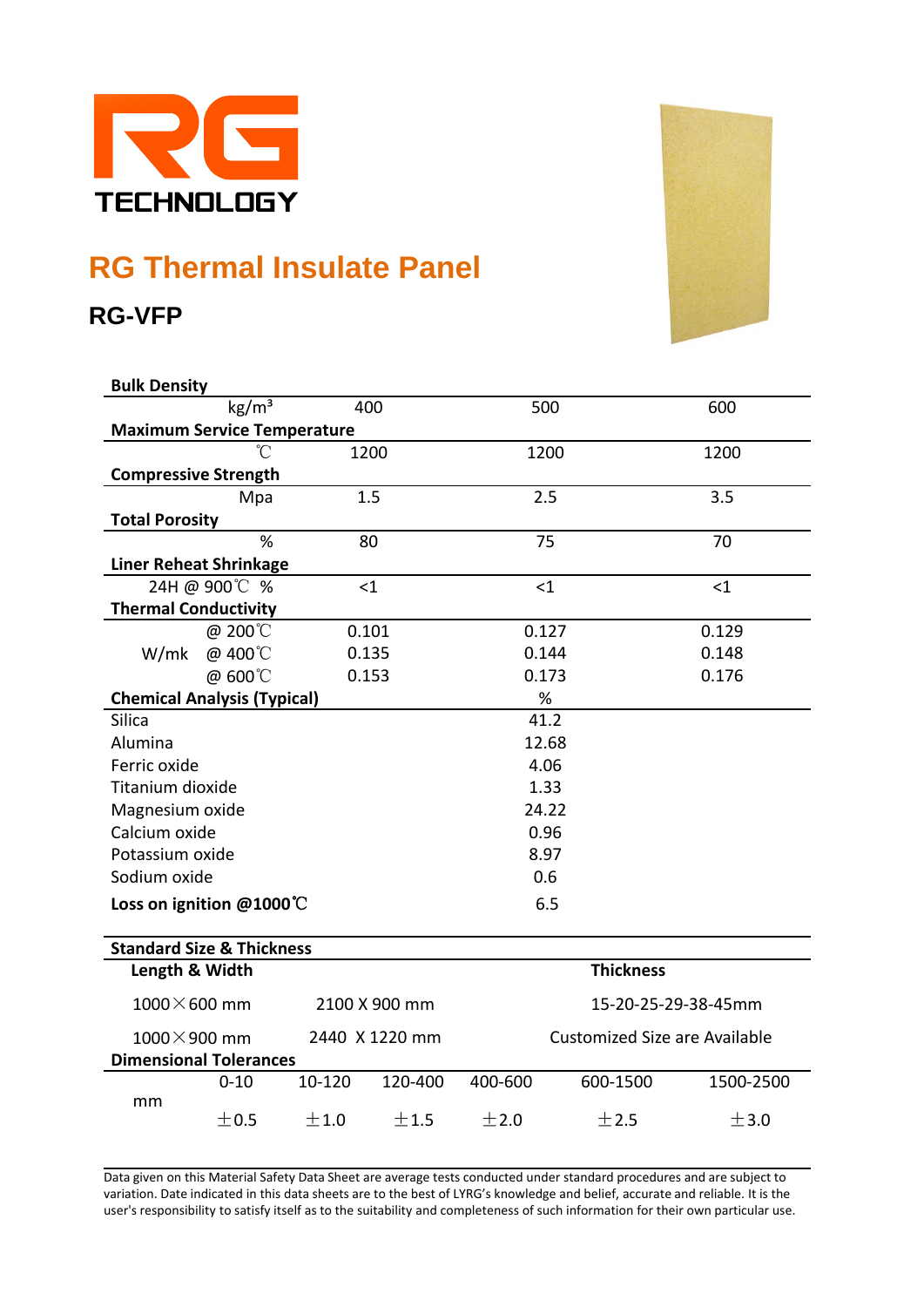RG TECHNOLOGY

# RG Thermal Insulate Panel

## RG-VFP

| **Bulk Density** | | | |
|---|---|---|---|
| kg/m³ | 400 | 500 | 600 |
| **Maximum Service Temperature** | | | |
| ℃ | 1200 | 1200 | 1200 |
| **Compressive Strength** | | | |
| Mpa | 1.5 | 2.5 | 3.5 |
| **Total Porosity** | | | |
| % | 80 | 75 | 70 |
| **Liner Reheat Shrinkage** | | | |
| 24H @ 900℃ % | <1 | <1 | <1 |
| **Thermal Conductivity** | | | |
| W/mk @ 200℃ | 0.101 | 0.127 | 0.129 |
| W/mk @ 400℃ | 0.135 | 0.144 | 0.148 |
| W/mk @ 600℃ | 0.153 | 0.173 | 0.176 |

| **Chemical Analysis (Typical)** | % |
|---|---|
| Silica | 41.2 |
| Alumina | 12.68 |
| Ferric oxide | 4.06 |
| Titanium dioxide | 1.33 |
| Magnesium oxide | 24.22 |
| Calcium oxide | 0.96 |
| Potassium oxide | 8.97 |
| Sodium oxide | 0.6 |
| **Loss on ignition @1000℃** | 6.5 |

**Standard Size & Thickness**

| Length & Width | | Thickness |
|---|---|---|
| 1000×600 mm | 2100 X 900 mm | 15-20-25-29-38-45mm |
| 1000×900 mm | 2440 X 1220 mm | Customized Size are Available |

**Dimensional Tolerances**

| mm | 0-10 | 10-120 | 120-400 | 400-600 | 600-1500 | 1500-2500 |
|---|---|---|---|---|---|---|
| | ±0.5 | ±1.0 | ±1.5 | ±2.0 | ±2.5 | ±3.0 |

Data given on this Material Safety Data Sheet are average tests conducted under standard procedures and are subject to variation. Date indicated in this data sheets are to the best of LYRG's knowledge and belief, accurate and reliable. It is the user's responsibility to satisfy itself as to the suitability and completeness of such information for their own particular use.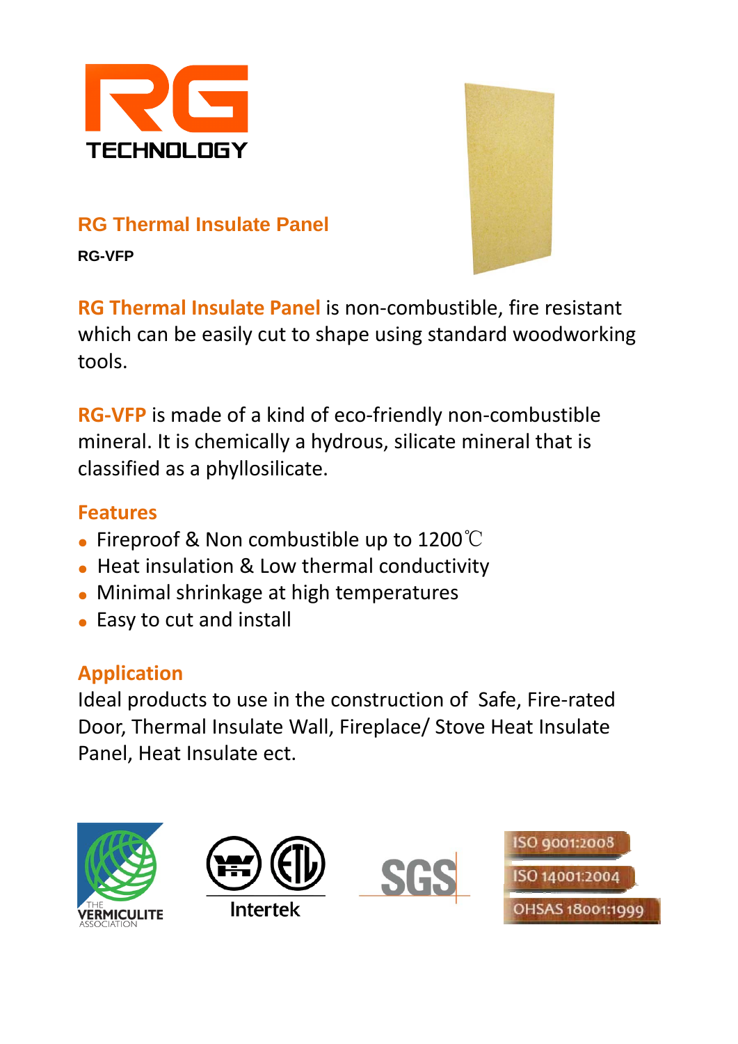# RG TECHNOLOGY

## RG Thermal Insulate Panel

**RG-VFP**

**RG Thermal Insulate Panel** is non-combustible, fire resistant which can be easily cut to shape using standard woodworking tools.

**RG-VFP** is made of a kind of eco-friendly non-combustible mineral. It is chemically a hydrous, silicate mineral that is classified as a phyllosilicate.

### Features

- Fireproof & Non combustible up to 1200℃
- Heat insulation & Low thermal conductivity
- Minimal shrinkage at high temperatures
- Easy to cut and install

### Application

Ideal products to use in the construction of  Safe, Fire-rated Door, Thermal Insulate Wall, Fireplace/ Stove Heat Insulate Panel, Heat Insulate ect.

THE VERMICULITE ASSOCIATION

Intertek

SGS

ISO 9001:2008

ISO 14001:2004

OHSAS 18001:1999